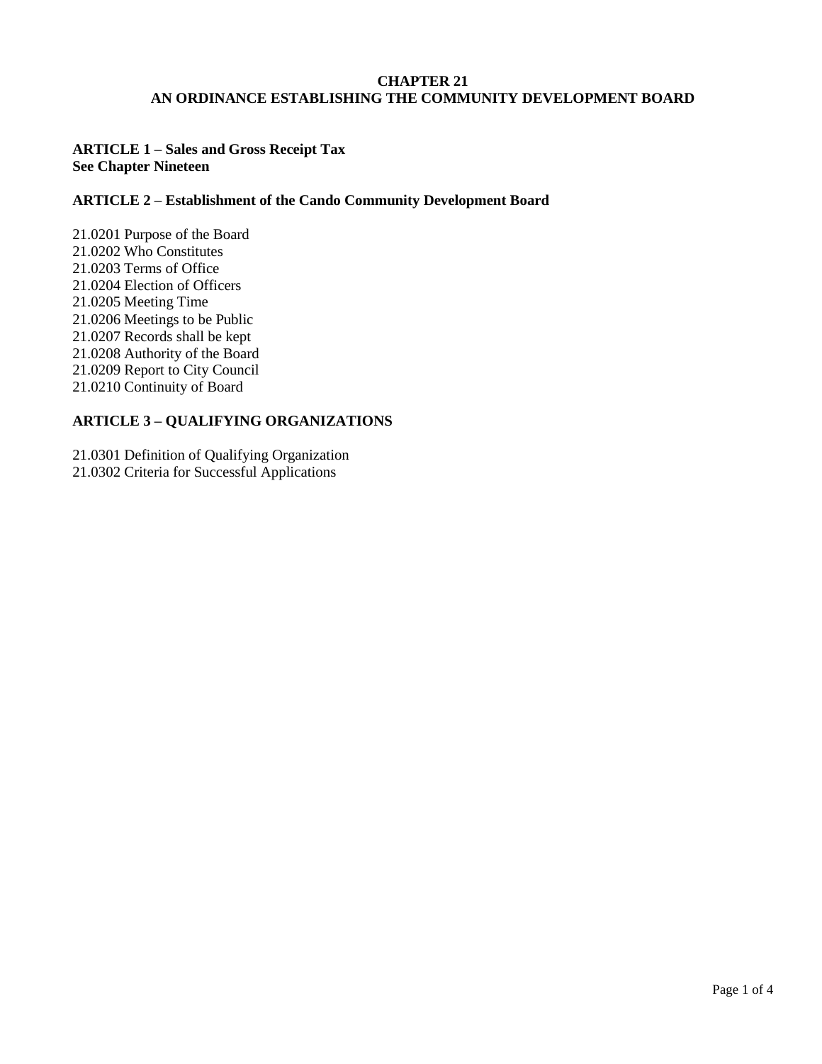# CHAPTER 21
# AN ORDINANCE ESTABLISHING THE COMMUNITY DEVELOPMENT BOARD

## ARTICLE 1 – Sales and Gross Receipt Tax
**See Chapter Nineteen**

## ARTICLE 2 – Establishment of the Cando Community Development Board

21.0201 Purpose of the Board
21.0202 Who Constitutes
21.0203 Terms of Office
21.0204 Election of Officers
21.0205 Meeting Time
21.0206 Meetings to be Public
21.0207 Records shall be kept
21.0208 Authority of the Board
21.0209 Report to City Council
21.0210 Continuity of Board

## ARTICLE 3 – QUALIFYING ORGANIZATIONS

21.0301 Definition of Qualifying Organization
21.0302 Criteria for Successful Applications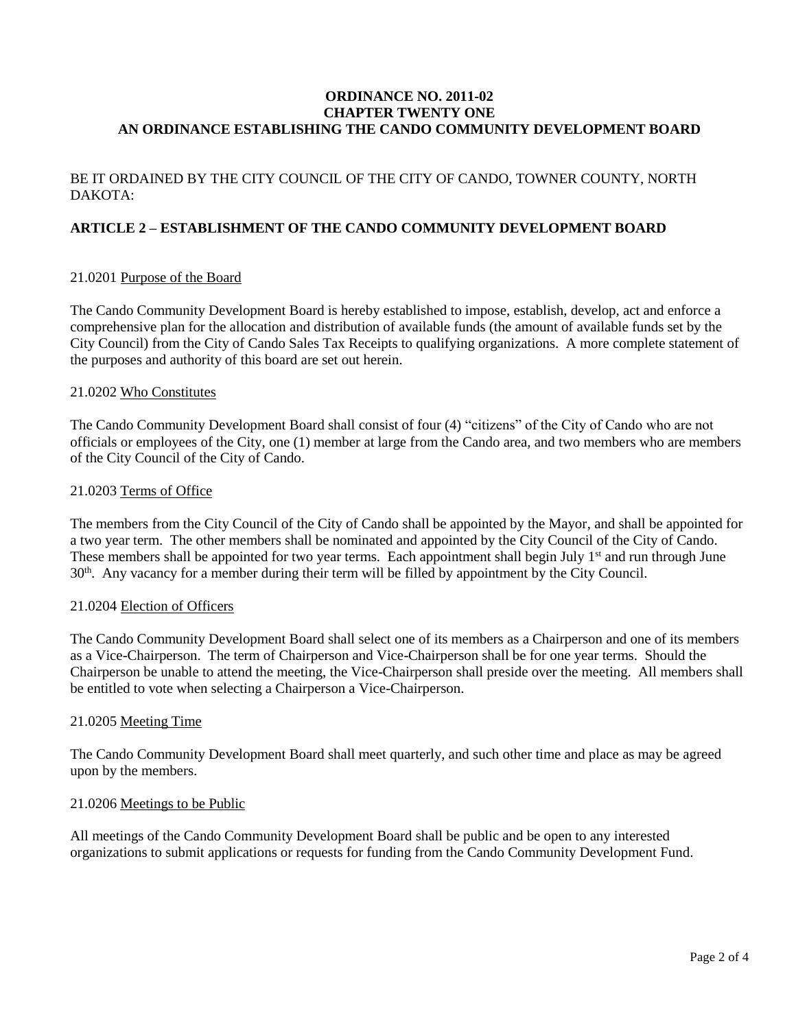**ORDINANCE NO. 2011-02**
**CHAPTER TWENTY ONE**
**AN ORDINANCE ESTABLISHING THE CANDO COMMUNITY DEVELOPMENT BOARD**

BE IT ORDAINED BY THE CITY COUNCIL OF THE CITY OF CANDO, TOWNER COUNTY, NORTH DAKOTA:

## ARTICLE 2 – ESTABLISHMENT OF THE CANDO COMMUNITY DEVELOPMENT BOARD

21.0201 Purpose of the Board

The Cando Community Development Board is hereby established to impose, establish, develop, act and enforce a comprehensive plan for the allocation and distribution of available funds (the amount of available funds set by the City Council) from the City of Cando Sales Tax Receipts to qualifying organizations. A more complete statement of the purposes and authority of this board are set out herein.

21.0202 Who Constitutes

The Cando Community Development Board shall consist of four (4) "citizens" of the City of Cando who are not officials or employees of the City, one (1) member at large from the Cando area, and two members who are members of the City Council of the City of Cando.

21.0203 Terms of Office

The members from the City Council of the City of Cando shall be appointed by the Mayor, and shall be appointed for a two year term. The other members shall be nominated and appointed by the City Council of the City of Cando. These members shall be appointed for two year terms. Each appointment shall begin July 1st and run through June 30th. Any vacancy for a member during their term will be filled by appointment by the City Council.

21.0204 Election of Officers

The Cando Community Development Board shall select one of its members as a Chairperson and one of its members as a Vice-Chairperson. The term of Chairperson and Vice-Chairperson shall be for one year terms. Should the Chairperson be unable to attend the meeting, the Vice-Chairperson shall preside over the meeting. All members shall be entitled to vote when selecting a Chairperson a Vice-Chairperson.

21.0205 Meeting Time

The Cando Community Development Board shall meet quarterly, and such other time and place as may be agreed upon by the members.

21.0206 Meetings to be Public

All meetings of the Cando Community Development Board shall be public and be open to any interested organizations to submit applications or requests for funding from the Cando Community Development Fund.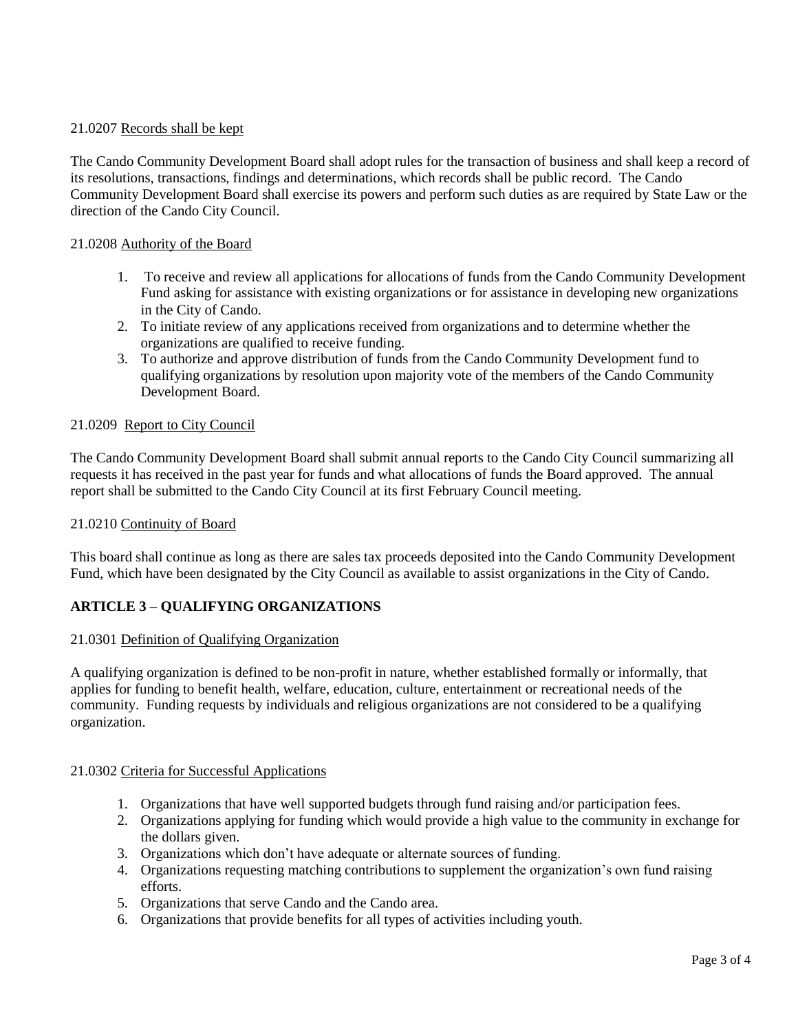21.0207 Records shall be kept

The Cando Community Development Board shall adopt rules for the transaction of business and shall keep a record of its resolutions, transactions, findings and determinations, which records shall be public record. The Cando Community Development Board shall exercise its powers and perform such duties as are required by State Law or the direction of the Cando City Council.

21.0208 Authority of the Board

1. To receive and review all applications for allocations of funds from the Cando Community Development Fund asking for assistance with existing organizations or for assistance in developing new organizations in the City of Cando.
2. To initiate review of any applications received from organizations and to determine whether the organizations are qualified to receive funding.
3. To authorize and approve distribution of funds from the Cando Community Development fund to qualifying organizations by resolution upon majority vote of the members of the Cando Community Development Board.

21.0209 Report to City Council

The Cando Community Development Board shall submit annual reports to the Cando City Council summarizing all requests it has received in the past year for funds and what allocations of funds the Board approved. The annual report shall be submitted to the Cando City Council at its first February Council meeting.

21.0210 Continuity of Board

This board shall continue as long as there are sales tax proceeds deposited into the Cando Community Development Fund, which have been designated by the City Council as available to assist organizations in the City of Cando.

## ARTICLE 3 – QUALIFYING ORGANIZATIONS

21.0301 Definition of Qualifying Organization

A qualifying organization is defined to be non-profit in nature, whether established formally or informally, that applies for funding to benefit health, welfare, education, culture, entertainment or recreational needs of the community. Funding requests by individuals and religious organizations are not considered to be a qualifying organization.

21.0302 Criteria for Successful Applications

1. Organizations that have well supported budgets through fund raising and/or participation fees.
2. Organizations applying for funding which would provide a high value to the community in exchange for the dollars given.
3. Organizations which don't have adequate or alternate sources of funding.
4. Organizations requesting matching contributions to supplement the organization's own fund raising efforts.
5. Organizations that serve Cando and the Cando area.
6. Organizations that provide benefits for all types of activities including youth.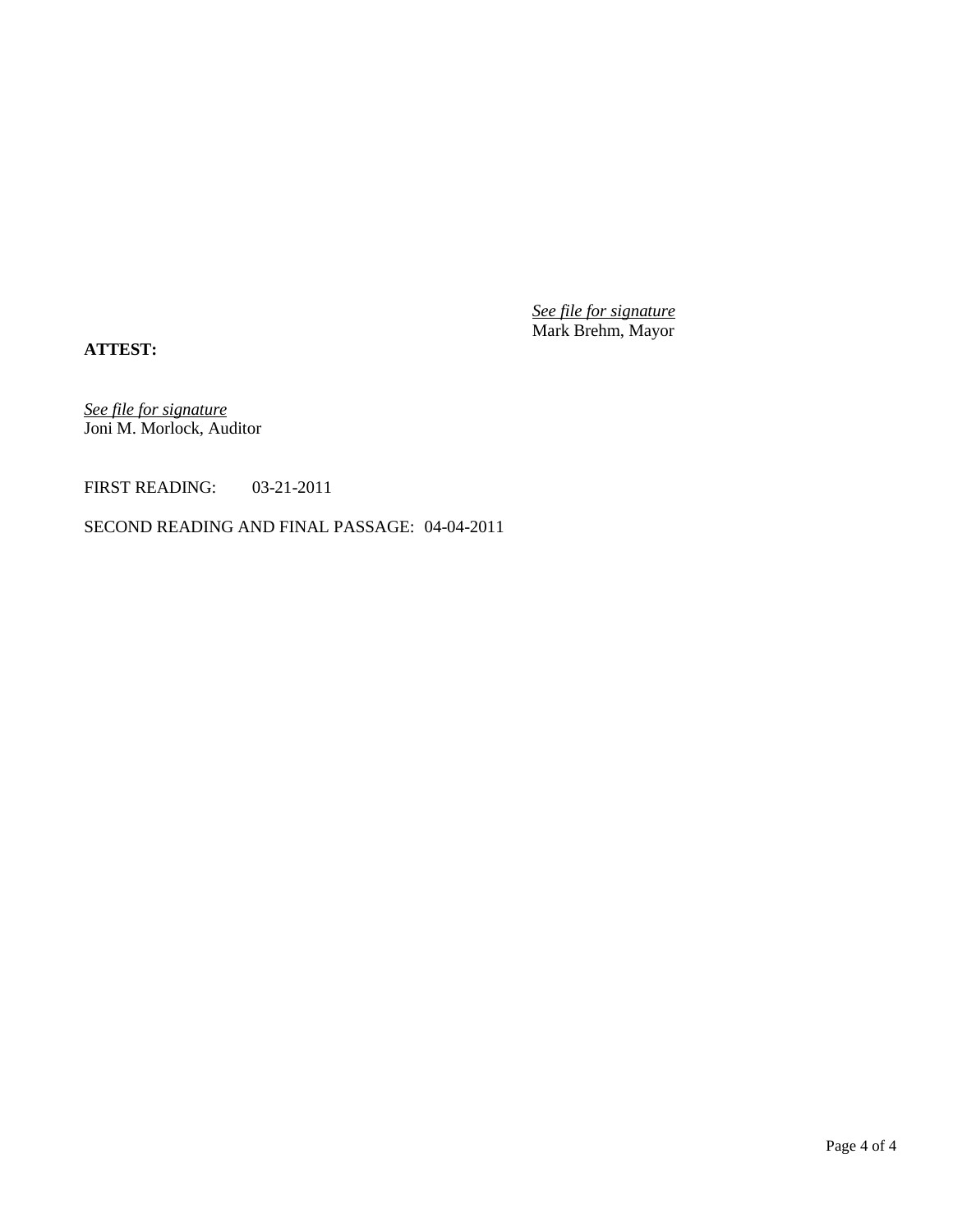*See file for signature*
Mark Brehm, Mayor

**ATTEST:**

*See file for signature*
Joni M. Morlock, Auditor

FIRST READING: 03-21-2011

SECOND READING AND FINAL PASSAGE: 04-04-2011